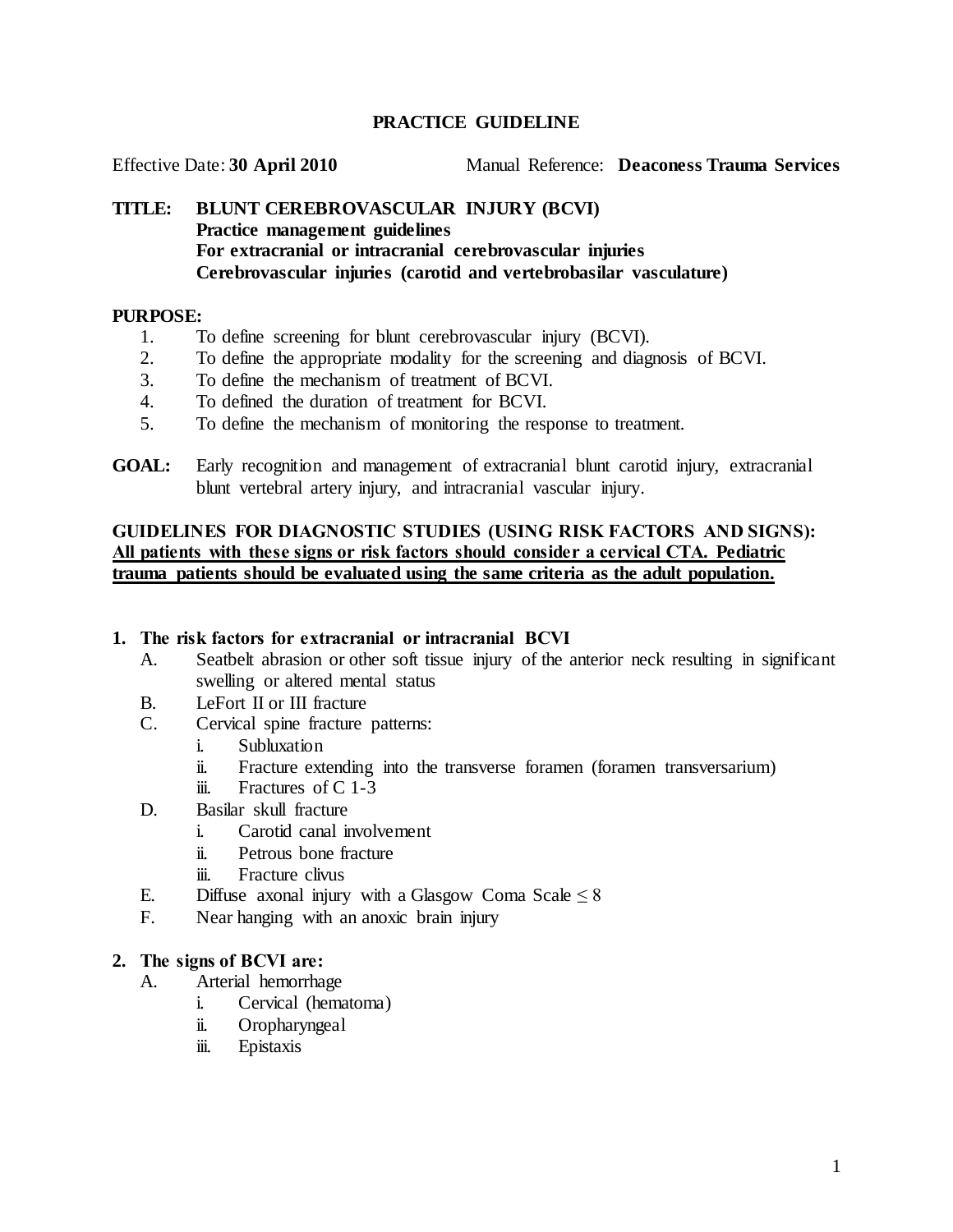# PRACTICE GUIDELINE

Effective Date: **30 April 2010** Manual Reference: **Deaconess Trauma Services**

**TITLE: BLUNT CEREBROVASCULAR INJURY (BCVI)**
**Practice management guidelines**
**For extracranial or intracranial cerebrovascular injuries**
**Cerebrovascular injuries (carotid and vertebrobasilar vasculature)**

**PURPOSE:**

1. To define screening for blunt cerebrovascular injury (BCVI).
2. To define the appropriate modality for the screening and diagnosis of BCVI.
3. To define the mechanism of treatment of BCVI.
4. To defined the duration of treatment for BCVI.
5. To define the mechanism of monitoring the response to treatment.

**GOAL:** Early recognition and management of extracranial blunt carotid injury, extracranial blunt vertebral artery injury, and intracranial vascular injury.

**GUIDELINES FOR DIAGNOSTIC STUDIES (USING RISK FACTORS AND SIGNS):**
**<u>All patients with these signs or risk factors should consider a cervical CTA. Pediatric trauma patients should be evaluated using the same criteria as the adult population.</u>**

**1. The risk factors for extracranial or intracranial BCVI**

A. Seatbelt abrasion or other soft tissue injury of the anterior neck resulting in significant swelling or altered mental status
B. LeFort II or III fracture
C. Cervical spine fracture patterns:
  i. Subluxation
  ii. Fracture extending into the transverse foramen (foramen transversarium)
  iii. Fractures of C 1-3
D. Basilar skull fracture
  i. Carotid canal involvement
  ii. Petrous bone fracture
  iii. Fracture clivus
E. Diffuse axonal injury with a Glasgow Coma Scale $\leq 8$
F. Near hanging with an anoxic brain injury

**2. The signs of BCVI are:**

A. Arterial hemorrhage
  i. Cervical (hematoma)
  ii. Oropharyngeal
  iii. Epistaxis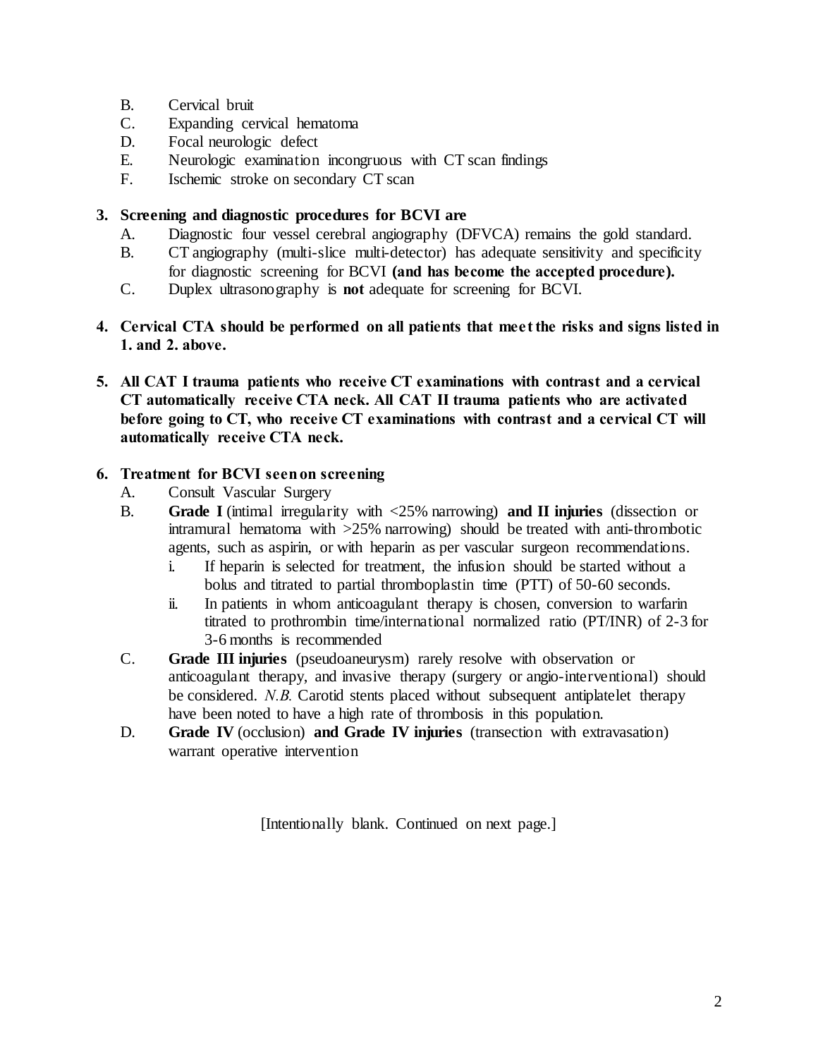B. Cervical bruit
C. Expanding cervical hematoma
D. Focal neurologic defect
E. Neurologic examination incongruous with CT scan findings
F. Ischemic stroke on secondary CT scan

**3. Screening and diagnostic procedures for BCVI are**

A. Diagnostic four vessel cerebral angiography (DFVCA) remains the gold standard.
B. CT angiography (multi-slice multi-detector) has adequate sensitivity and specificity for diagnostic screening for BCVI **(and has become the accepted procedure).**
C. Duplex ultrasonography is **not** adequate for screening for BCVI.

**4. Cervical CTA should be performed on all patients that meet the risks and signs listed in 1. and 2. above.**

**5. All CAT I trauma patients who receive CT examinations with contrast and a cervical CT automatically receive CTA neck. All CAT II trauma patients who are activated before going to CT, who receive CT examinations with contrast and a cervical CT will automatically receive CTA neck.**

**6. Treatment for BCVI seen on screening**

A. Consult Vascular Surgery
B. **Grade I** (intimal irregularity with <25% narrowing) **and II injuries** (dissection or intramural hematoma with >25% narrowing) should be treated with anti-thrombotic agents, such as aspirin, or with heparin as per vascular surgeon recommendations.
   i. If heparin is selected for treatment, the infusion should be started without a bolus and titrated to partial thromboplastin time (PTT) of 50-60 seconds.
   ii. In patients in whom anticoagulant therapy is chosen, conversion to warfarin titrated to prothrombin time/international normalized ratio (PT/INR) of 2-3 for 3-6 months is recommended
C. **Grade III injuries** (pseudoaneurysm) rarely resolve with observation or anticoagulant therapy, and invasive therapy (surgery or angio-interventional) should be considered. *N.B.* Carotid stents placed without subsequent antiplatelet therapy have been noted to have a high rate of thrombosis in this population.
D. **Grade IV** (occlusion) **and Grade IV injuries** (transection with extravasation) warrant operative intervention

[Intentionally blank. Continued on next page.]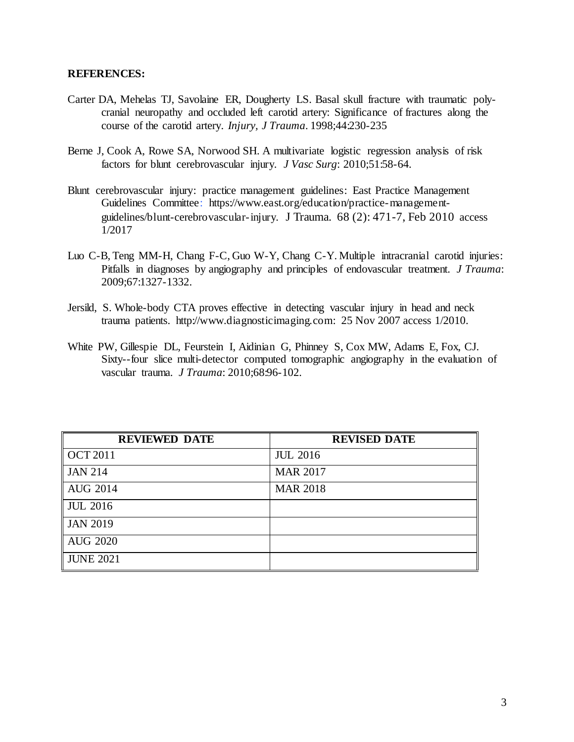**REFERENCES:**

Carter DA, Mehelas TJ, Savolaine ER, Dougherty LS. Basal skull fracture with traumatic poly-cranial neuropathy and occluded left carotid artery: Significance of fractures along the course of the carotid artery. *Injury, J Trauma*. 1998;44:230-235

Berne J, Cook A, Rowe SA, Norwood SH. A multivariate logistic regression analysis of risk factors for blunt cerebrovascular injury. *J Vasc Surg*: 2010;51:58-64.

Blunt cerebrovascular injury: practice management guidelines: East Practice Management Guidelines Committee: https://www.east.org/education/practice-management-guidelines/blunt-cerebrovascular-injury. J Trauma. 68 (2): 471-7, Feb 2010 access 1/2017

Luo C-B, Teng MM-H, Chang F-C, Guo W-Y, Chang C-Y. Multiple intracranial carotid injuries: Pitfalls in diagnoses by angiography and principles of endovascular treatment. *J Trauma*: 2009;67:1327-1332.

Jersild, S. Whole-body CTA proves effective in detecting vascular injury in head and neck trauma patients. http://www.diagnosticimaging.com: 25 Nov 2007 access 1/2010.

White PW, Gillespie DL, Feurstein I, Aidinian G, Phinney S, Cox MW, Adams E, Fox, CJ. Sixty--four slice multi-detector computed tomographic angiography in the evaluation of vascular trauma. *J Trauma*: 2010;68:96-102.

| REVIEWED DATE | REVISED DATE |
|---|---|
| OCT 2011 | JUL 2016 |
| JAN 214 | MAR 2017 |
| AUG 2014 | MAR 2018 |
| JUL 2016 | |
| JAN 2019 | |
| AUG 2020 | |
| JUNE 2021 | |